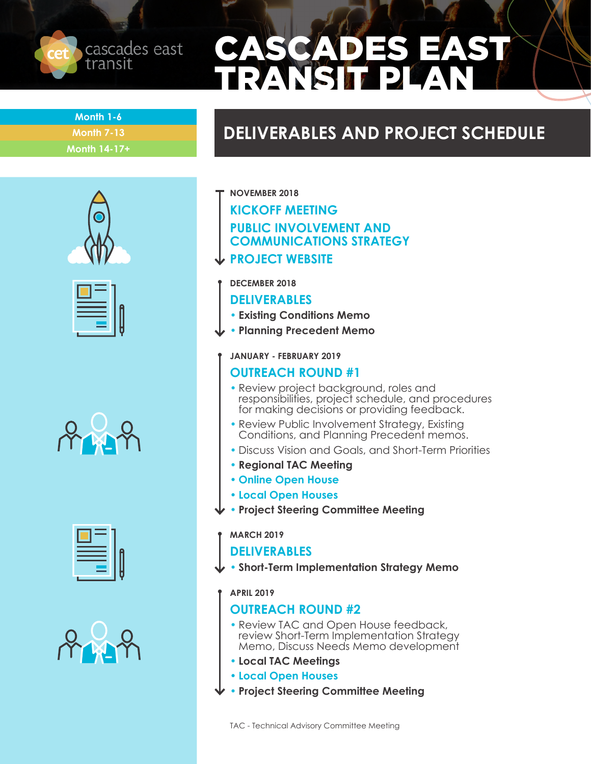# CASCADES EAST TRANSIT PLAN

cascades east transit

- Month 1-6
- Month 7-13
- Month 14-17+

## DELIVERABLES AND PROJECT SCHEDULE

**NOVEMBER 2018**

### KICKOFF MEETING

### PUBLIC INVOLVEMENT AND COMMUNICATIONS STRATEGY

### PROJECT WEBSITE

**DECEMBER 2018**

### DELIVERABLES

- **Existing Conditions Memo**
- **Planning Precedent Memo**

**JANUARY - FEBRUARY 2019**

### OUTREACH ROUND #1

- Review project background, roles and responsibilities, project schedule, and procedures for making decisions or providing feedback.
- Review Public Involvement Strategy, Existing Conditions, and Planning Precedent memos.
- Discuss Vision and Goals, and Short-Term Priorities
- **Regional TAC Meeting**
- **Online Open House**
- **Local Open Houses**
- **Project Steering Committee Meeting**

**MARCH 2019**

### DELIVERABLES

- **Short-Term Implementation Strategy Memo**

**APRIL 2019**

### OUTREACH ROUND #2

- Review TAC and Open House feedback, review Short-Term Implementation Strategy Memo, Discuss Needs Memo development
- **Local TAC Meetings**
- **Local Open Houses**
- **Project Steering Committee Meeting**

TAC - Technical Advisory Committee Meeting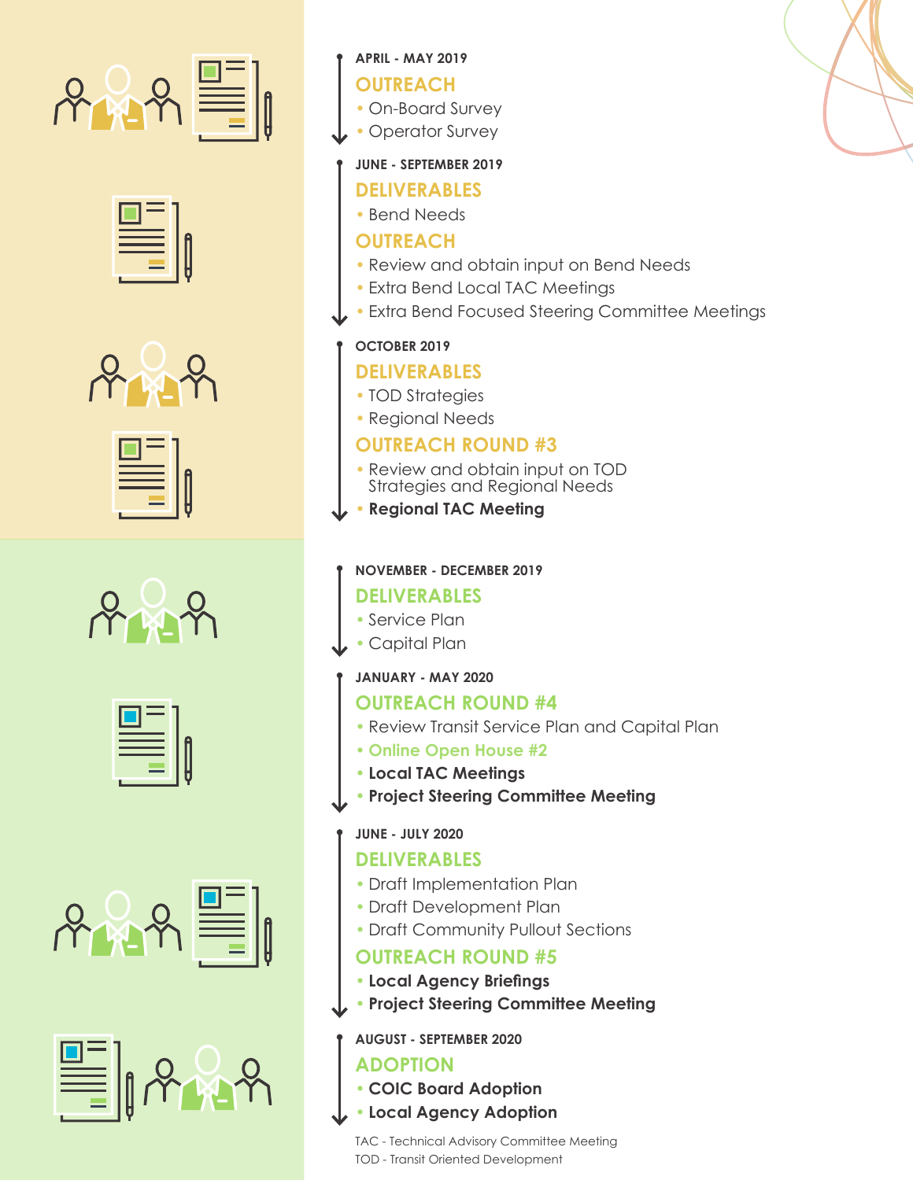**APRIL - MAY 2019**

### OUTREACH

- On-Board Survey
- Operator Survey

**JUNE - SEPTEMBER 2019**

### DELIVERABLES

- Bend Needs

### OUTREACH

- Review and obtain input on Bend Needs
- Extra Bend Local TAC Meetings
- Extra Bend Focused Steering Committee Meetings

**OCTOBER 2019**

### DELIVERABLES

- TOD Strategies
- Regional Needs

### OUTREACH ROUND #3

- Review and obtain input on TOD Strategies and Regional Needs
- **Regional TAC Meeting**

**NOVEMBER - DECEMBER 2019**

### DELIVERABLES

- Service Plan
- Capital Plan

**JANUARY - MAY 2020**

### OUTREACH ROUND #4

- Review Transit Service Plan and Capital Plan
- **Online Open House #2**
- **Local TAC Meetings**
- **Project Steering Committee Meeting**

**JUNE - JULY 2020**

### DELIVERABLES

- Draft Implementation Plan
- Draft Development Plan
- Draft Community Pullout Sections

### OUTREACH ROUND #5

- **Local Agency Briefings**
- **Project Steering Committee Meeting**

**AUGUST - SEPTEMBER 2020**

### ADOPTION

- **COIC Board Adoption**
- **Local Agency Adoption**

TAC - Technical Advisory Committee Meeting
TOD - Transit Oriented Development